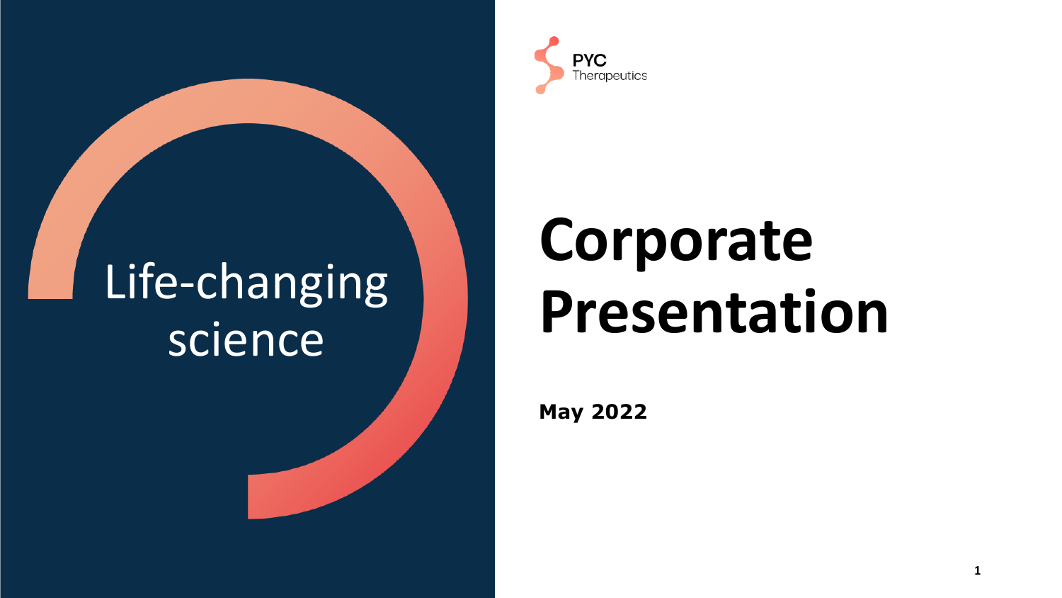Life-changing science

PYC Therapeutics

# Corporate Presentation

**May 2022**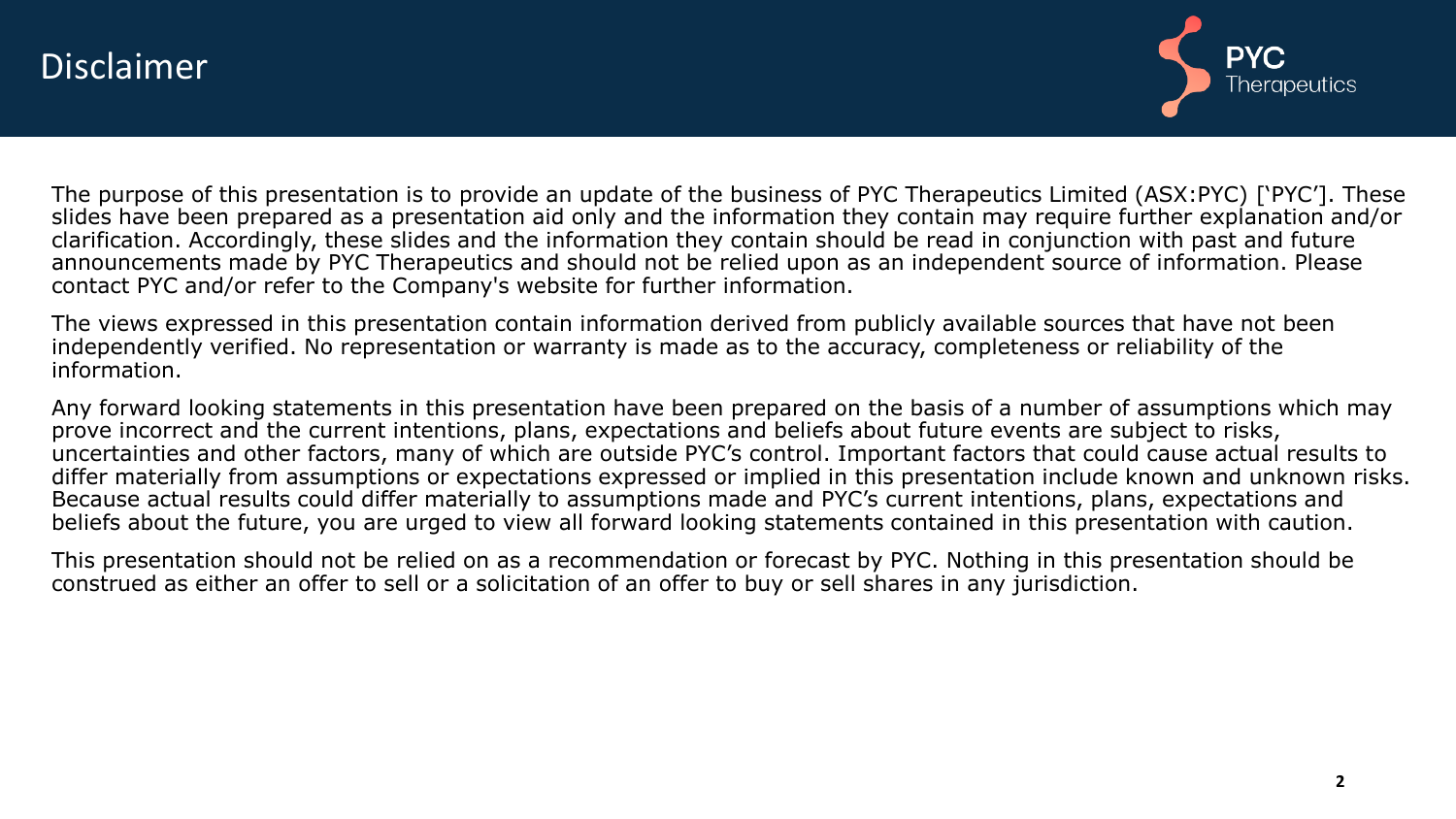# Disclaimer

The purpose of this presentation is to provide an update of the business of PYC Therapeutics Limited (ASX:PYC) ['PYC']. These slides have been prepared as a presentation aid only and the information they contain may require further explanation and/or clarification. Accordingly, these slides and the information they contain should be read in conjunction with past and future announcements made by PYC Therapeutics and should not be relied upon as an independent source of information. Please contact PYC and/or refer to the Company's website for further information.

The views expressed in this presentation contain information derived from publicly available sources that have not been independently verified. No representation or warranty is made as to the accuracy, completeness or reliability of the information.

Any forward looking statements in this presentation have been prepared on the basis of a number of assumptions which may prove incorrect and the current intentions, plans, expectations and beliefs about future events are subject to risks, uncertainties and other factors, many of which are outside PYC's control. Important factors that could cause actual results to differ materially from assumptions or expectations expressed or implied in this presentation include known and unknown risks. Because actual results could differ materially to assumptions made and PYC's current intentions, plans, expectations and beliefs about the future, you are urged to view all forward looking statements contained in this presentation with caution.

This presentation should not be relied on as a recommendation or forecast by PYC. Nothing in this presentation should be construed as either an offer to sell or a solicitation of an offer to buy or sell shares in any jurisdiction.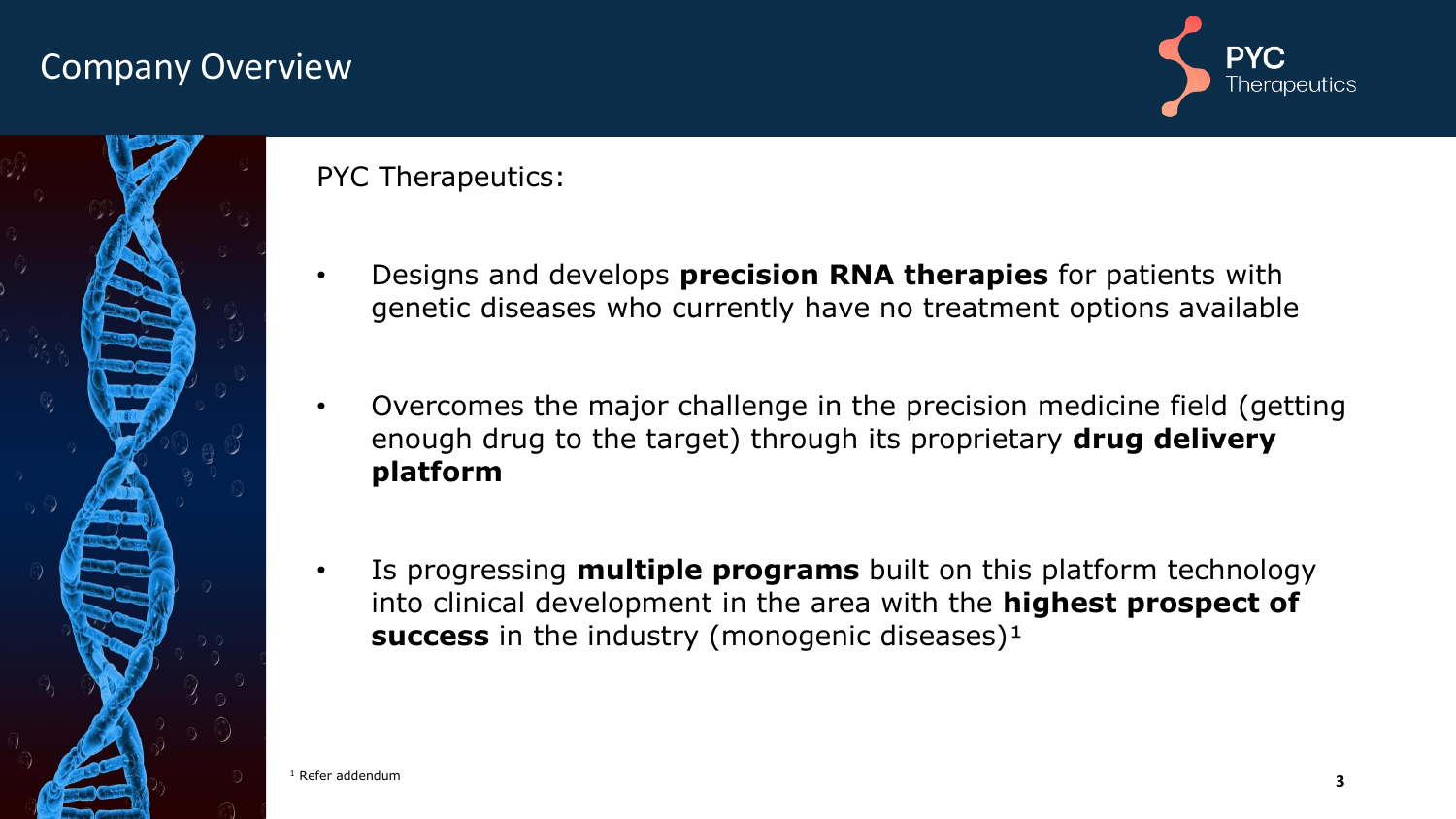# Company Overview

PYC Therapeutics:

- Designs and develops **precision RNA therapies** for patients with genetic diseases who currently have no treatment options available
- Overcomes the major challenge in the precision medicine field (getting enough drug to the target) through its proprietary **drug delivery platform**
- Is progressing **multiple programs** built on this platform technology into clinical development in the area with the **highest prospect of success** in the industry (monogenic diseases)[1]

[1] Refer addendum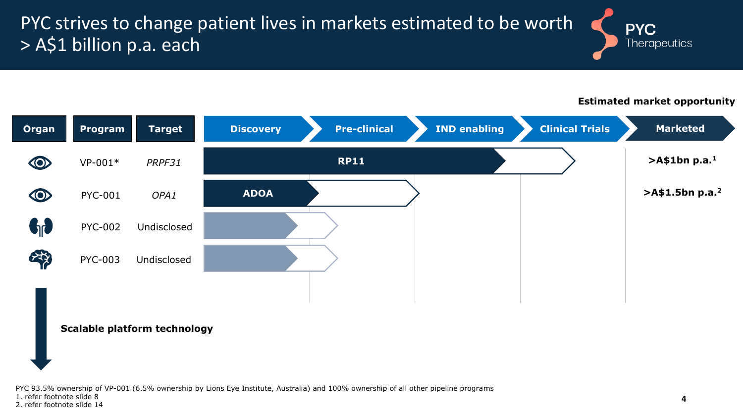# PYC strives to change patient lives in markets estimated to be worth > A$1 billion p.a. each

**Estimated market opportunity**

| Organ | Program | Target | Discovery | Pre-clinical | IND enabling | Clinical Trials | Marketed |
|---|---|---|---|---|---|---|---|
| Eye | VP-001* | *PRPF31* | RP11 | | | | **>A$1bn p.a.[1]** |
| Eye | PYC-001 | *OPA1* | ADOA | | | | **>A$1.5bn p.a.[2]** |
| Kidney | PYC-002 | Undisclosed | | | | | |
| Brain | PYC-003 | Undisclosed | | | | | |

**Scalable platform technology**

PYC 93.5% ownership of VP-001 (6.5% ownership by Lions Eye Institute, Australia) and 100% ownership of all other pipeline programs

1. refer footnote slide 8
2. refer footnote slide 14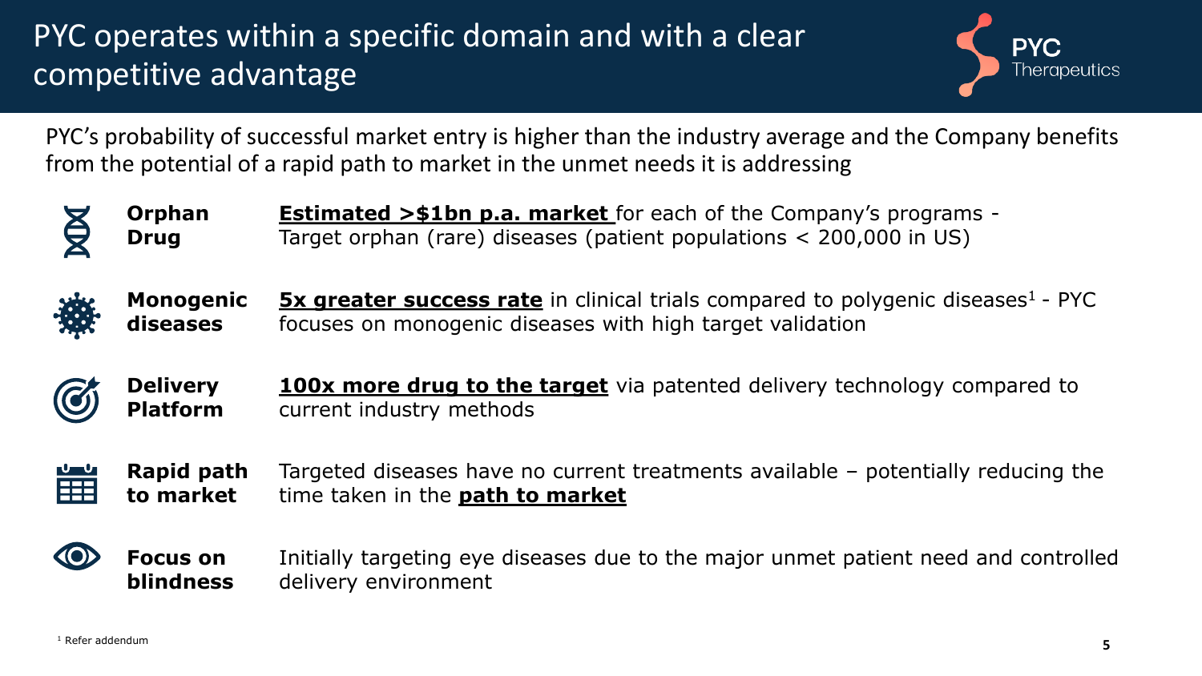# PYC operates within a specific domain and with a clear competitive advantage

PYC's probability of successful market entry is higher than the industry average and the Company benefits from the potential of a rapid path to market in the unmet needs it is addressing

| | |
|---|---|
| **Orphan Drug** | **Estimated >$1bn p.a. market** for each of the Company's programs - Target orphan (rare) diseases (patient populations < 200,000 in US) |
| **Monogenic diseases** | **5x greater success rate** in clinical trials compared to polygenic diseases[1] - PYC focuses on monogenic diseases with high target validation |
| **Delivery Platform** | **100x more drug to the target** via patented delivery technology compared to current industry methods |
| **Rapid path to market** | Targeted diseases have no current treatments available – potentially reducing the time taken in the **path to market** |
| **Focus on blindness** | Initially targeting eye diseases due to the major unmet patient need and controlled delivery environment |

[1] Refer addendum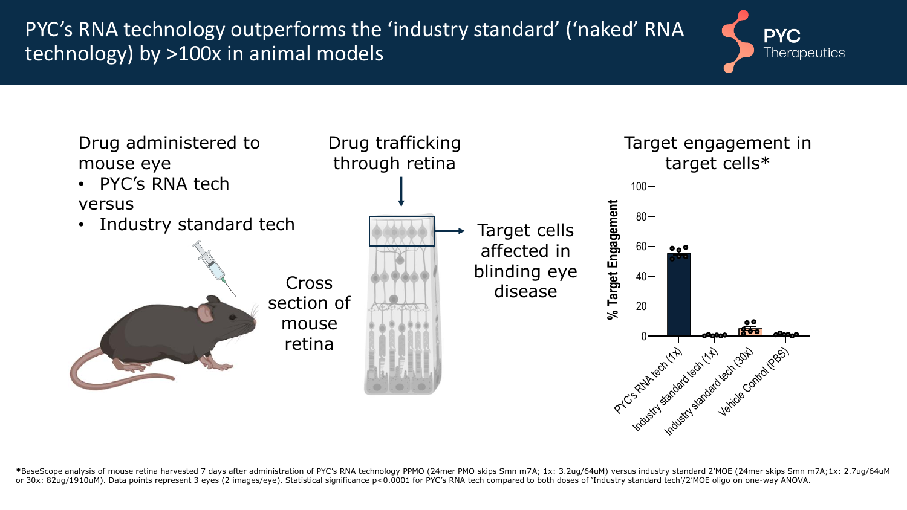# PYC's RNA technology outperforms the 'industry standard' ('naked' RNA technology) by >100x in animal models

Drug administered to mouse eye
- PYC's RNA tech

versus
- Industry standard tech

Cross section of mouse retina

Drug trafficking through retina

Target cells affected in blinding eye disease

Target engagement in target cells*

% Target Engagement

100
80
60
40
20
0

PYC's RNA tech (1x)
Industry standard tech (1x)
Industry standard tech (30x)
Vehicle Control (PBS)

*BaseScope analysis of mouse retina harvested 7 days after administration of PYC's RNA technology PPMO (24mer PMO skips Smn m7A; 1x: 3.2ug/64uM) versus industry standard 2'MOE (24mer skips Smn m7A;1x: 2.7ug/64uM or 30x: 82ug/1910uM). Data points represent 3 eyes (2 images/eye). Statistical significance $p<0.0001$ for PYC's RNA tech compared to both doses of 'Industry standard tech'/2'MOE oligo on one-way ANOVA.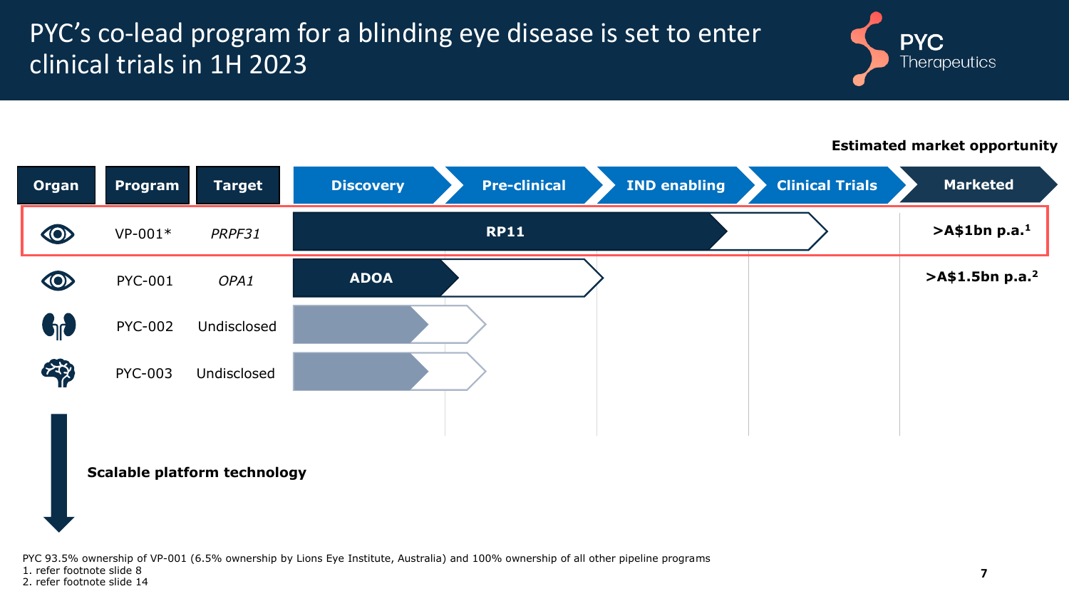# PYC's co-lead program for a blinding eye disease is set to enter clinical trials in 1H 2023

| Organ | Program | Target | Discovery | Pre-clinical | IND enabling | Clinical Trials | Marketed | Estimated market opportunity |
|---|---|---|---|---|---|---|---|---|
| Eye | VP-001* | *PRPF31* | **RP11** | | | | | **>A$1bn p.a.[1]** |
| Eye | PYC-001 | *OPA1* | **ADOA** | | | | | **>A$1.5bn p.a.[2]** |
| Kidney | PYC-002 | Undisclosed | | | | | | |
| Brain | PYC-003 | Undisclosed | | | | | | |

**Scalable platform technology**

PYC 93.5% ownership of VP-001 (6.5% ownership by Lions Eye Institute, Australia) and 100% ownership of all other pipeline programs

1. refer footnote slide 8
2. refer footnote slide 14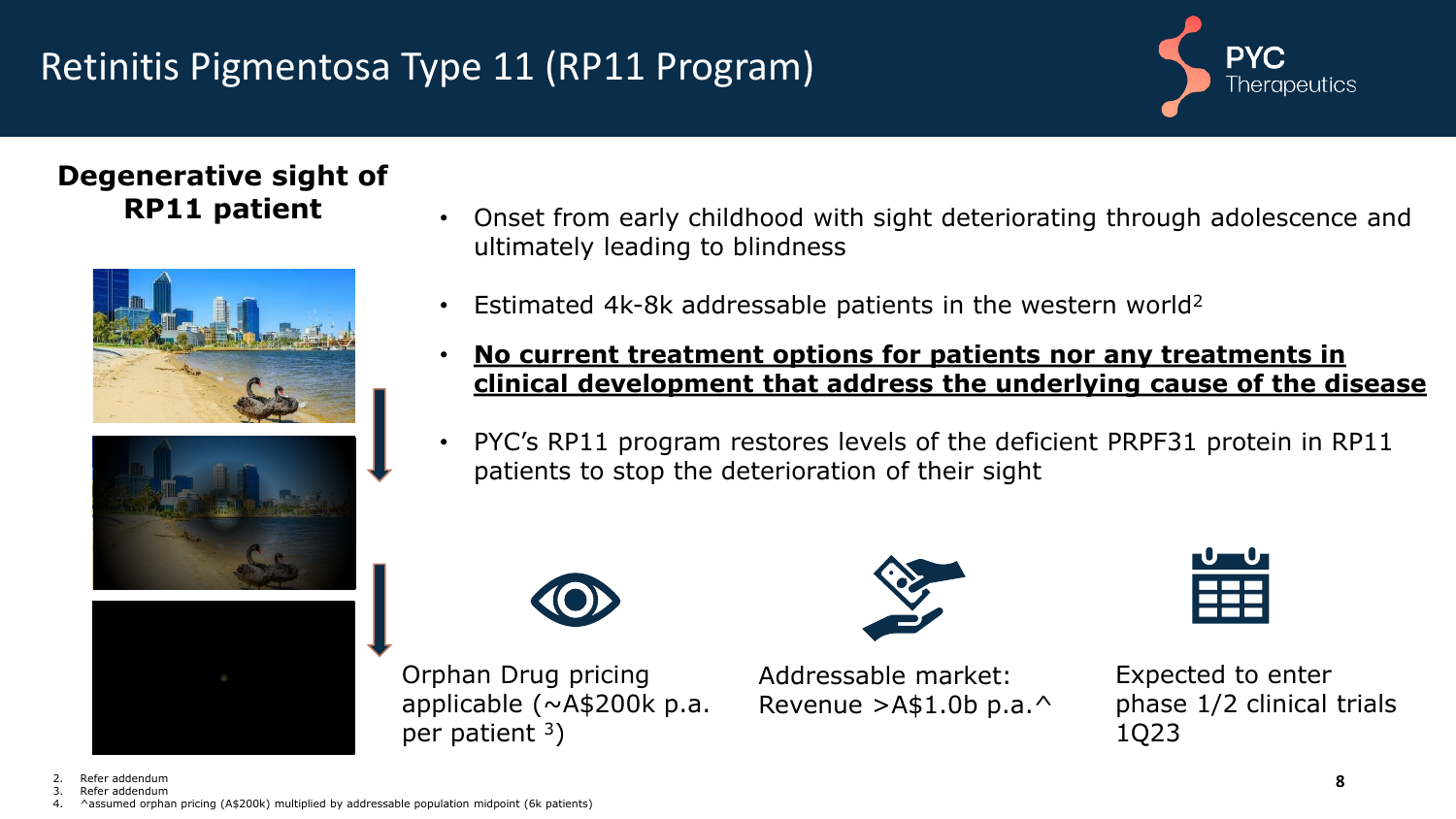# Retinitis Pigmentosa Type 11 (RP11 Program)

**Degenerative sight of RP11 patient**

- Onset from early childhood with sight deteriorating through adolescence and ultimately leading to blindness
- Estimated 4k-8k addressable patients in the western world[2]
- **No current treatment options for patients nor any treatments in clinical development that address the underlying cause of the disease**
- PYC's RP11 program restores levels of the deficient PRPF31 protein in RP11 patients to stop the deterioration of their sight

Orphan Drug pricing applicable (~A$200k p.a. per patient [3])

Addressable market: Revenue >A$1.0b p.a.^

Expected to enter phase 1/2 clinical trials 1Q23

2. Refer addendum
3. Refer addendum
4. ^assumed orphan pricing (A$200k) multiplied by addressable population midpoint (6k patients)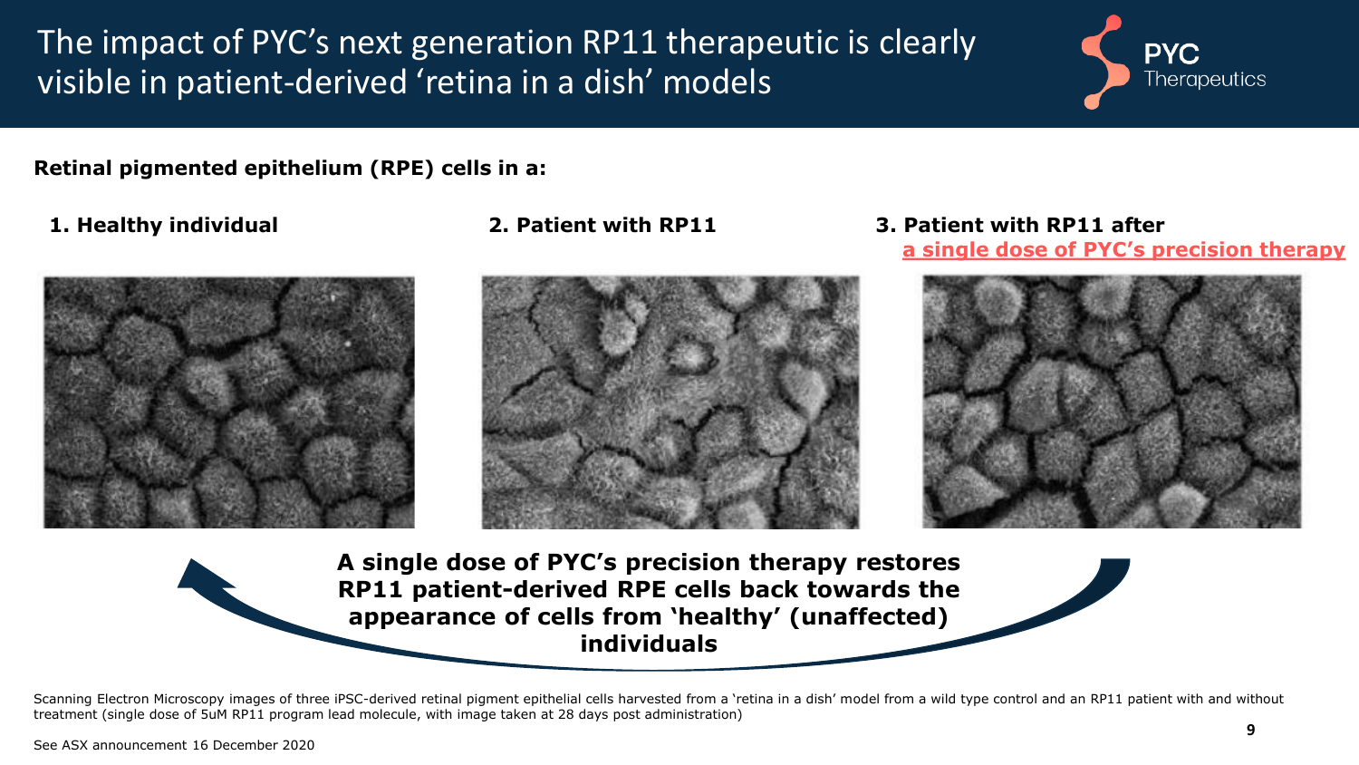# The impact of PYC's next generation RP11 therapeutic is clearly visible in patient-derived 'retina in a dish' models

**Retinal pigmented epithelium (RPE) cells in a:**

**1. Healthy individual**

**2. Patient with RP11**

**3. Patient with RP11 after a single dose of PYC's precision therapy**

**A single dose of PYC's precision therapy restores RP11 patient-derived RPE cells back towards the appearance of cells from 'healthy' (unaffected) individuals**

Scanning Electron Microscopy images of three iPSC-derived retinal pigment epithelial cells harvested from a 'retina in a dish' model from a wild type control and an RP11 patient with and without treatment (single dose of 5uM RP11 program lead molecule, with image taken at 28 days post administration)

See ASX announcement 16 December 2020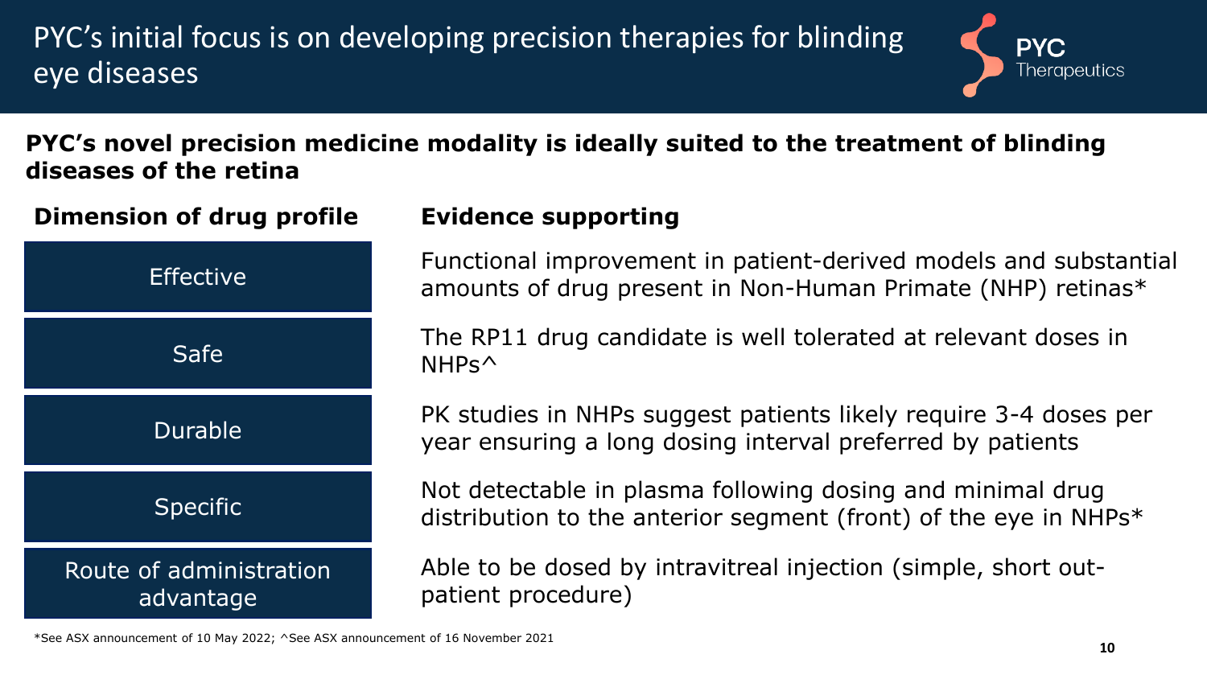# PYC's initial focus is on developing precision therapies for blinding eye diseases

**PYC's novel precision medicine modality is ideally suited to the treatment of blinding diseases of the retina**

| Dimension of drug profile | Evidence supporting |
| --- | --- |
| Effective | Functional improvement in patient-derived models and substantial amounts of drug present in Non-Human Primate (NHP) retinas* |
| Safe | The RP11 drug candidate is well tolerated at relevant doses in NHPs^ |
| Durable | PK studies in NHPs suggest patients likely require 3-4 doses per year ensuring a long dosing interval preferred by patients |
| Specific | Not detectable in plasma following dosing and minimal drug distribution to the anterior segment (front) of the eye in NHPs* |
| Route of administration advantage | Able to be dosed by intravitreal injection (simple, short out-patient procedure) |

*See ASX announcement of 10 May 2022; ^See ASX announcement of 16 November 2021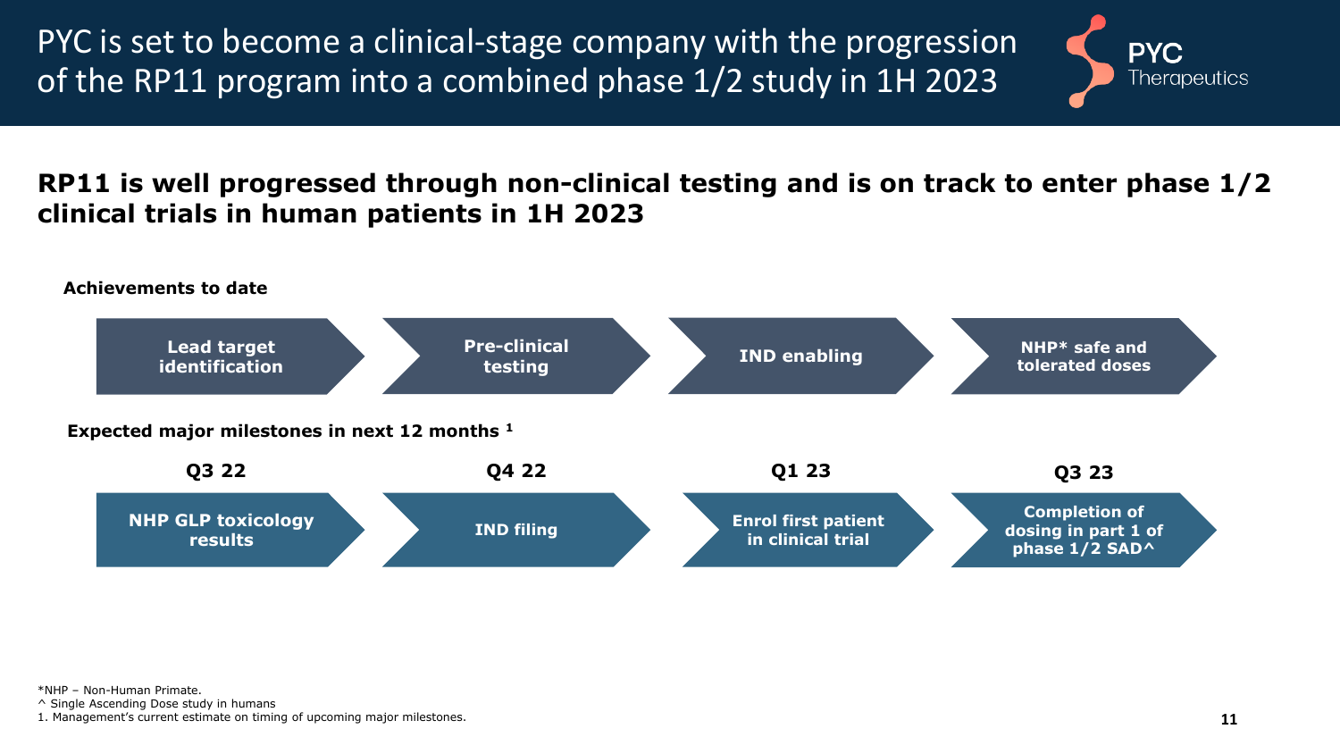# PYC is set to become a clinical-stage company with the progression of the RP11 program into a combined phase 1/2 study in 1H 2023

**RP11 is well progressed through non-clinical testing and is on track to enter phase 1/2 clinical trials in human patients in 1H 2023**

**Achievements to date**

Lead target identification → Pre-clinical testing → IND enabling → NHP* safe and tolerated doses

**Expected major milestones in next 12 months** [1]

| Q3 22 | Q4 22 | Q1 23 | Q3 23 |
|---|---|---|---|
| NHP GLP toxicology results | IND filing | Enrol first patient in clinical trial | Completion of dosing in part 1 of phase 1/2 SAD^ |

*NHP – Non-Human Primate.

^ Single Ascending Dose study in humans

1. Management's current estimate on timing of upcoming major milestones.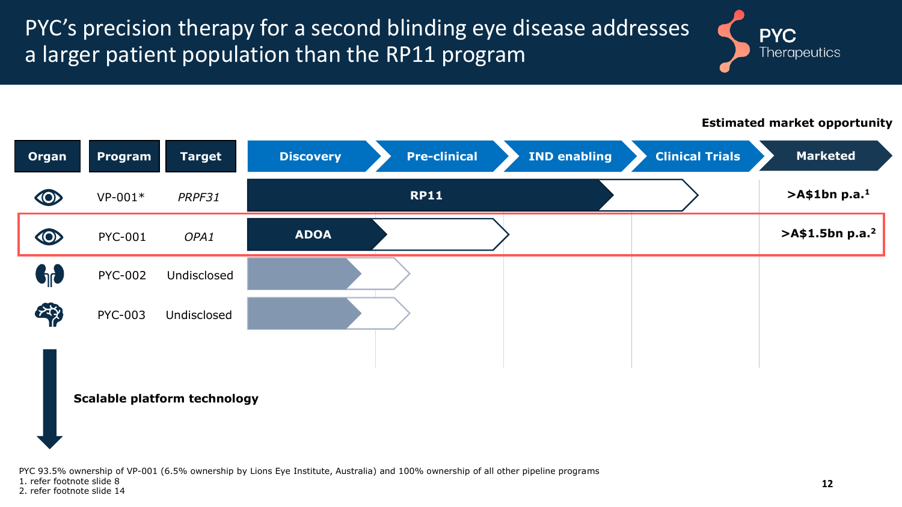# PYC's precision therapy for a second blinding eye disease addresses a larger patient population than the RP11 program

| Organ | Program | Target | Discovery | Pre-clinical | IND enabling | Clinical Trials | Marketed | Estimated market opportunity |
|---|---|---|---|---|---|---|---|---|
| Eye | VP-001* | *PRPF31* | RP11 | | | | | >A$1bn p.a.[1] |
| Eye | PYC-001 | *OPA1* | ADOA | | | | | >A$1.5bn p.a.[2] |
| Kidney | PYC-002 | Undisclosed | | | | | | |
| Brain | PYC-003 | Undisclosed | | | | | | |

**Scalable platform technology**

PYC 93.5% ownership of VP-001 (6.5% ownership by Lions Eye Institute, Australia) and 100% ownership of all other pipeline programs

1. refer footnote slide 8
2. refer footnote slide 14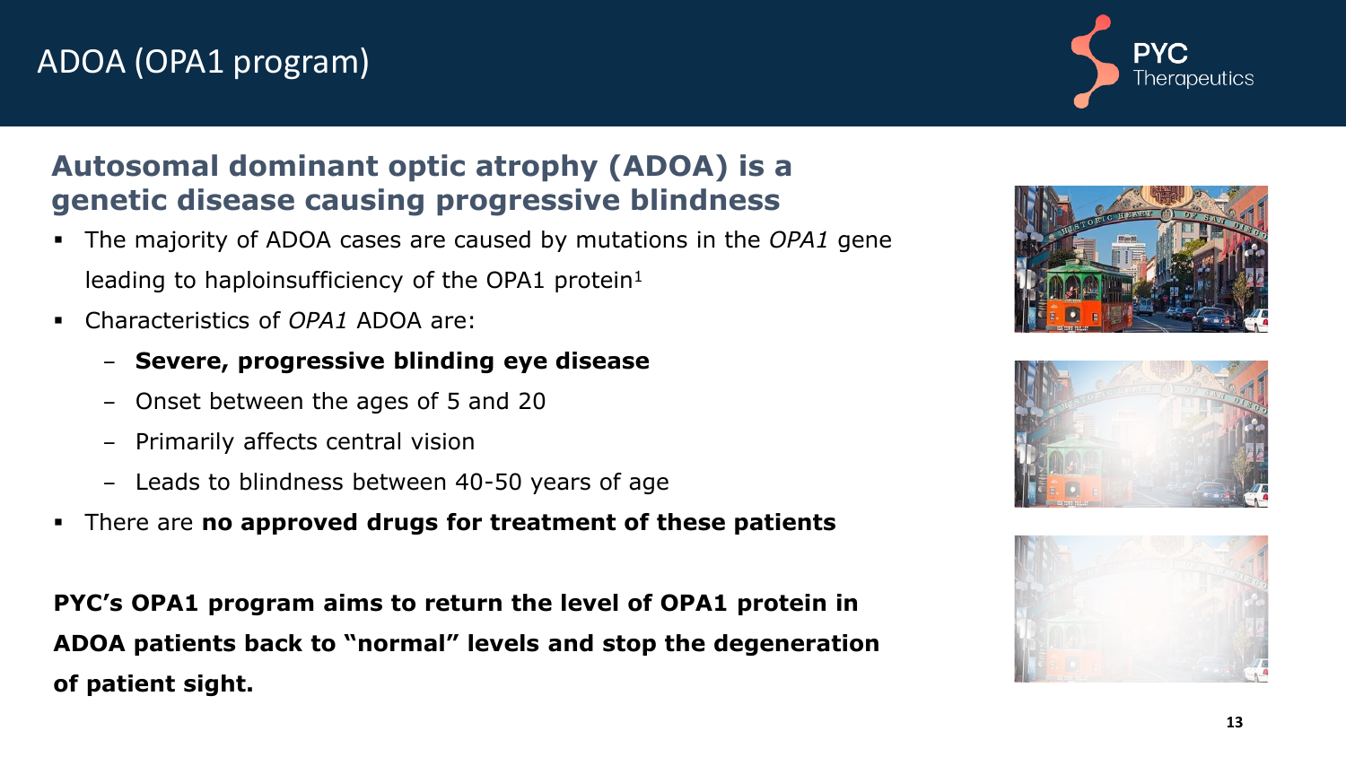# ADOA (OPA1 program)

## Autosomal dominant optic atrophy (ADOA) is a genetic disease causing progressive blindness

- The majority of ADOA cases are caused by mutations in the *OPA1* gene leading to haploinsufficiency of the OPA1 protein[1]
- Characteristics of *OPA1* ADOA are:
  - **Severe, progressive blinding eye disease**
  - Onset between the ages of 5 and 20
  - Primarily affects central vision
  - Leads to blindness between 40-50 years of age
- There are **no approved drugs for treatment of these patients**

**PYC's OPA1 program aims to return the level of OPA1 protein in ADOA patients back to "normal" levels and stop the degeneration of patient sight.**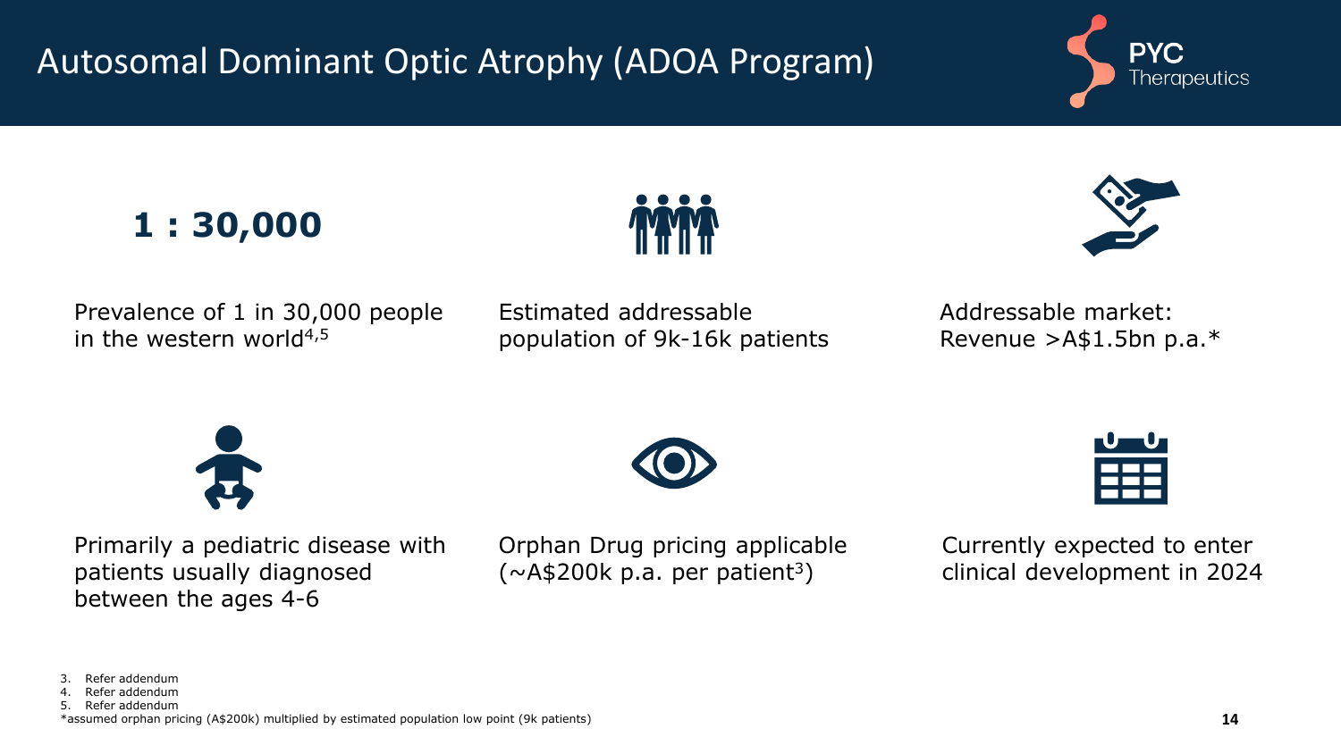# Autosomal Dominant Optic Atrophy (ADOA Program)

**1 : 30,000**

Prevalence of 1 in 30,000 people in the western world[4,5]

Estimated addressable population of 9k-16k patients

Addressable market: Revenue >A$1.5bn p.a.*

Primarily a pediatric disease with patients usually diagnosed between the ages 4-6

Orphan Drug pricing applicable (~A$200k p.a. per patient[3])

Currently expected to enter clinical development in 2024

3. Refer addendum
4. Refer addendum
5. Refer addendum

*assumed orphan pricing (A$200k) multiplied by estimated population low point (9k patients)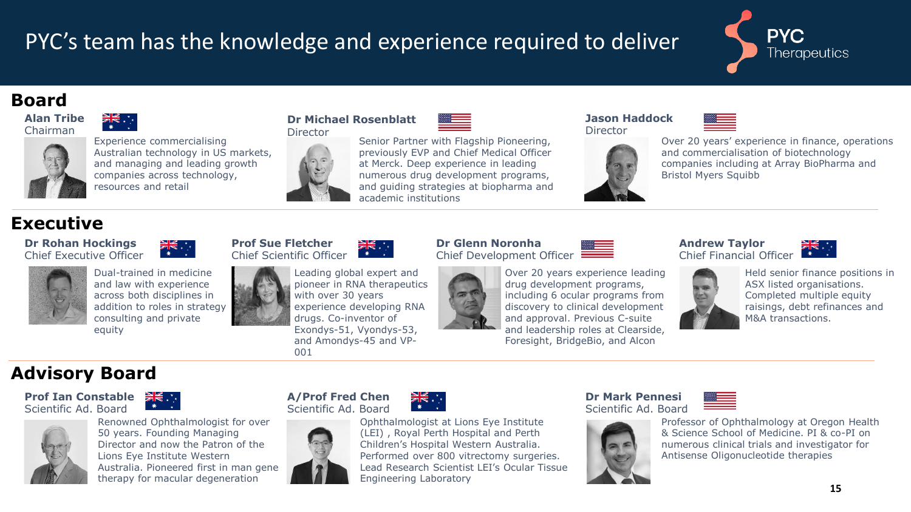# PYC's team has the knowledge and experience required to deliver

## Board

**Alan Tribe**
Chairman

Experience commercialising Australian technology in US markets, and managing and leading growth companies across technology, resources and retail

**Dr Michael Rosenblatt**
Director

Senior Partner with Flagship Pioneering, previously EVP and Chief Medical Officer at Merck. Deep experience in leading numerous drug development programs, and guiding strategies at biopharma and academic institutions

**Jason Haddock**
Director

Over 20 years' experience in finance, operations and commercialisation of biotechnology companies including at Array BioPharma and Bristol Myers Squibb

## Executive

**Dr Rohan Hockings**
Chief Executive Officer

Dual-trained in medicine and law with experience across both disciplines in addition to roles in strategy consulting and private equity

**Prof Sue Fletcher**
Chief Scientific Officer

Leading global expert and pioneer in RNA therapeutics with over 30 years experience developing RNA drugs. Co-inventor of Exondys-51, Vyondys-53, and Amondys-45 and VP-001

**Dr Glenn Noronha**
Chief Development Officer

Over 20 years experience leading drug development programs, including 6 ocular programs from discovery to clinical development and approval. Previous C-suite and leadership roles at Clearside, Foresight, BridgeBio, and Alcon

**Andrew Taylor**
Chief Financial Officer

Held senior finance positions in ASX listed organisations. Completed multiple equity raisings, debt refinances and M&A transactions.

## Advisory Board

**Prof Ian Constable**
Scientific Ad. Board

Renowned Ophthalmologist for over 50 years. Founding Managing Director and now the Patron of the Lions Eye Institute Western Australia. Pioneered first in man gene therapy for macular degeneration

**A/Prof Fred Chen**
Scientific Ad. Board

Ophthalmologist at Lions Eye Institute (LEI) , Royal Perth Hospital and Perth Children's Hospital Western Australia. Performed over 800 vitrectomy surgeries. Lead Research Scientist LEI's Ocular Tissue Engineering Laboratory

**Dr Mark Pennesi**
Scientific Ad. Board

Professor of Ophthalmology at Oregon Health & Science School of Medicine. PI & co-PI on numerous clinical trials and investigator for Antisense Oligonucleotide therapies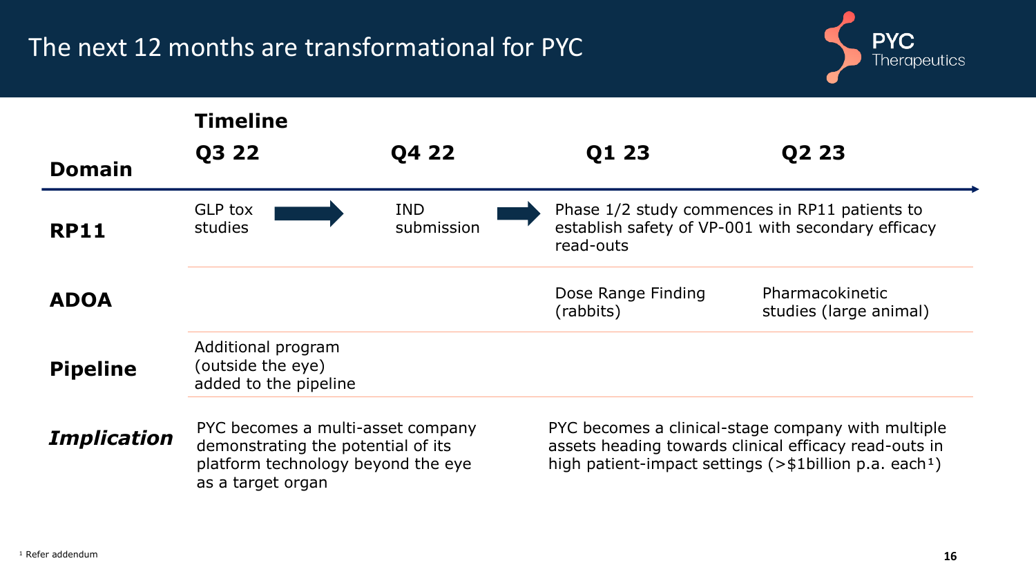# The next 12 months are transformational for PYC

| Domain | Q3 22 | Q4 22 | Q1 23 | Q2 23 |
|---|---|---|---|---|
| **RP11** | GLP tox studies → | IND submission → | Phase 1/2 study commences in RP11 patients to establish safety of VP-001 with secondary efficacy read-outs | |
| **ADOA** | | | Dose Range Finding (rabbits) | Pharmacokinetic studies (large animal) |
| **Pipeline** | Additional program (outside the eye) added to the pipeline | | | |
| ***Implication*** | PYC becomes a multi-asset company demonstrating the potential of its platform technology beyond the eye as a target organ | | PYC becomes a clinical-stage company with multiple assets heading towards clinical efficacy read-outs in high patient-impact settings (>$1billion p.a. each[1]) | |

[1] Refer addendum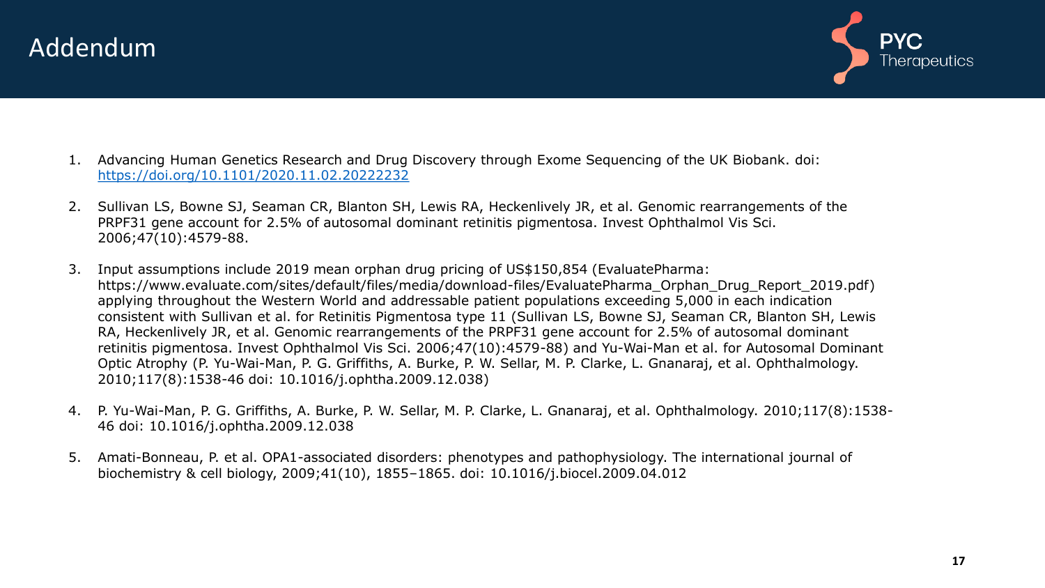# Addendum

1. Advancing Human Genetics Research and Drug Discovery through Exome Sequencing of the UK Biobank. doi: https://doi.org/10.1101/2020.11.02.20222232

2. Sullivan LS, Bowne SJ, Seaman CR, Blanton SH, Lewis RA, Heckenlively JR, et al. Genomic rearrangements of the PRPF31 gene account for 2.5% of autosomal dominant retinitis pigmentosa. Invest Ophthalmol Vis Sci. 2006;47(10):4579-88.

3. Input assumptions include 2019 mean orphan drug pricing of US$150,854 (EvaluatePharma: https://www.evaluate.com/sites/default/files/media/download-files/EvaluatePharma_Orphan_Drug_Report_2019.pdf) applying throughout the Western World and addressable patient populations exceeding 5,000 in each indication consistent with Sullivan et al. for Retinitis Pigmentosa type 11 (Sullivan LS, Bowne SJ, Seaman CR, Blanton SH, Lewis RA, Heckenlively JR, et al. Genomic rearrangements of the PRPF31 gene account for 2.5% of autosomal dominant retinitis pigmentosa. Invest Ophthalmol Vis Sci. 2006;47(10):4579-88) and Yu-Wai-Man et al. for Autosomal Dominant Optic Atrophy (P. Yu-Wai-Man, P. G. Griffiths, A. Burke, P. W. Sellar, M. P. Clarke, L. Gnanaraj, et al. Ophthalmology. 2010;117(8):1538-46 doi: 10.1016/j.ophtha.2009.12.038)

4. P. Yu-Wai-Man, P. G. Griffiths, A. Burke, P. W. Sellar, M. P. Clarke, L. Gnanaraj, et al. Ophthalmology. 2010;117(8):1538-46 doi: 10.1016/j.ophtha.2009.12.038

5. Amati-Bonneau, P. et al. OPA1-associated disorders: phenotypes and pathophysiology. The international journal of biochemistry & cell biology, 2009;41(10), 1855–1865. doi: 10.1016/j.biocel.2009.04.012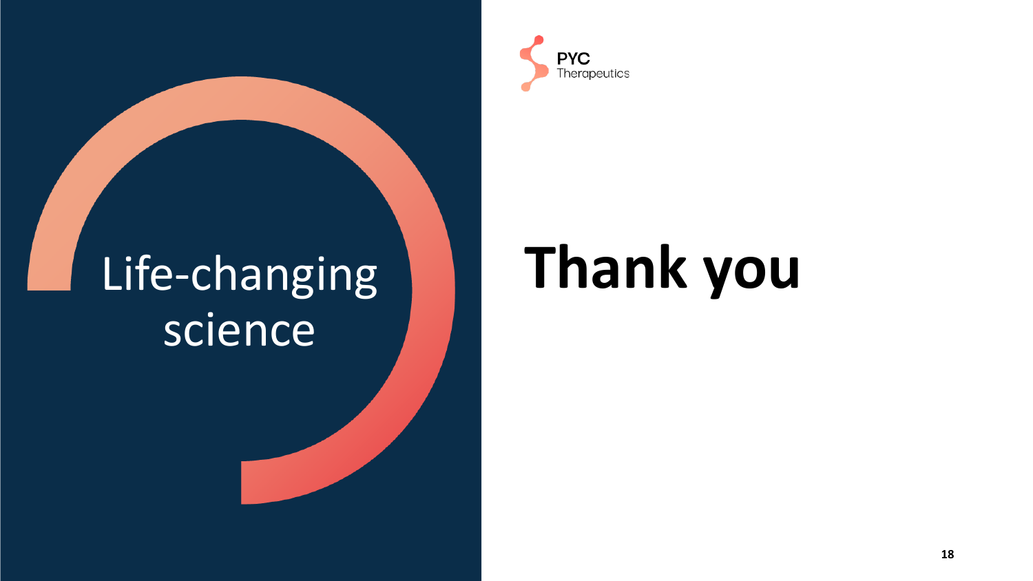Life-changing science

PYC Therapeutics

# Thank you